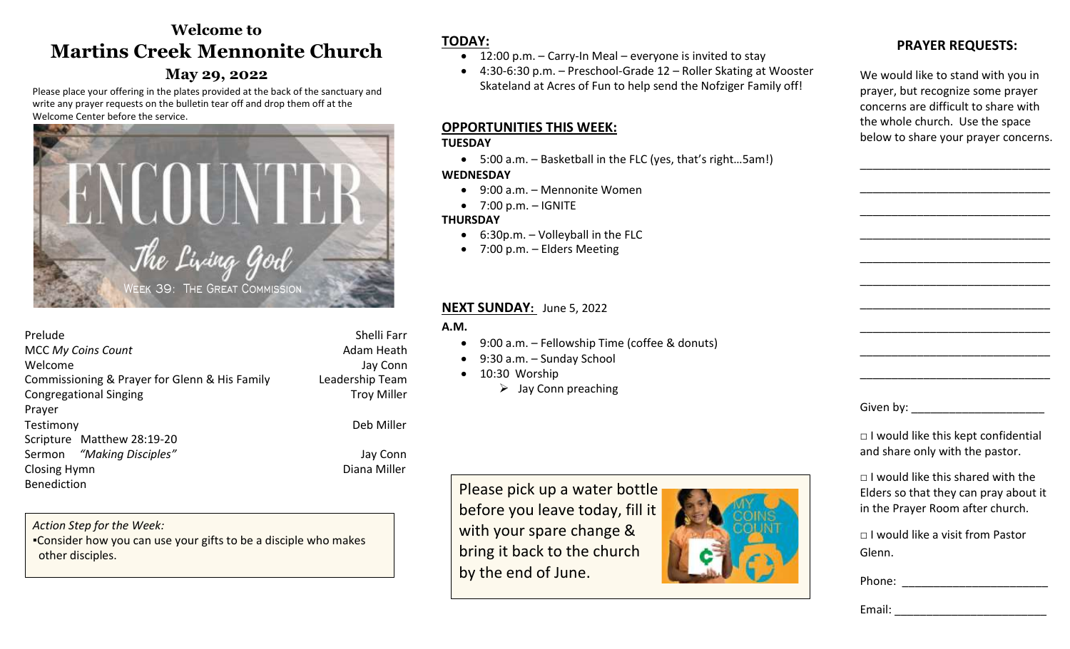# Welcome to
# Martins Creek Mennonite Church

## May 29, 2022

Please place your offering in the plates provided at the back of the sanctuary and write any prayer requests on the bulletin tear off and drop them off at the Welcome Center before the service.

ENCOUNTER
The Living God
WEEK 39: THE GREAT COMMISSION

| | |
|---|---|
| Prelude | Shelli Farr |
| MCC *My Coins Count* | Adam Heath |
| Welcome | Jay Conn |
| Commissioning & Prayer for Glenn & His Family | Leadership Team |
| Congregational Singing | Troy Miller |
| Prayer | |
| Testimony | Deb Miller |
| Scripture Matthew 28:19-20 | |
| Sermon *"Making Disciples"* | Jay Conn |
| Closing Hymn | Diana Miller |
| Benediction | |

*Action Step for the Week:*
▪Consider how you can use your gifts to be a disciple who makes other disciples.

## TODAY:

- 12:00 p.m. – Carry-In Meal – everyone is invited to stay
- 4:30-6:30 p.m. – Preschool-Grade 12 – Roller Skating at Wooster Skateland at Acres of Fun to help send the Nofziger Family off!

## OPPORTUNITIES THIS WEEK:

**TUESDAY**

- 5:00 a.m. – Basketball in the FLC (yes, that's right…5am!)

**WEDNESDAY**

- 9:00 a.m. – Mennonite Women
- 7:00 p.m. – IGNITE

**THURSDAY**

- 6:30p.m. – Volleyball in the FLC
- 7:00 p.m. – Elders Meeting

## NEXT SUNDAY: June 5, 2022

**A.M.**

- 9:00 a.m. – Fellowship Time (coffee & donuts)
- 9:30 a.m. – Sunday School
- 10:30 Worship
  - Jay Conn preaching

Please pick up a water bottle before you leave today, fill it with your spare change & bring it back to the church by the end of June.

MY COINS COUNT

## PRAYER REQUESTS:

We would like to stand with you in prayer, but recognize some prayer concerns are difficult to share with the whole church. Use the space below to share your prayer concerns.

______________________________

______________________________

______________________________

______________________________

______________________________

______________________________

______________________________

______________________________

______________________________

______________________________

Given by: ____________________

□ I would like this kept confidential and share only with the pastor.

□ I would like this shared with the Elders so that they can pray about it in the Prayer Room after church.

□ I would like a visit from Pastor Glenn.

Phone: ______________________

Email: _______________________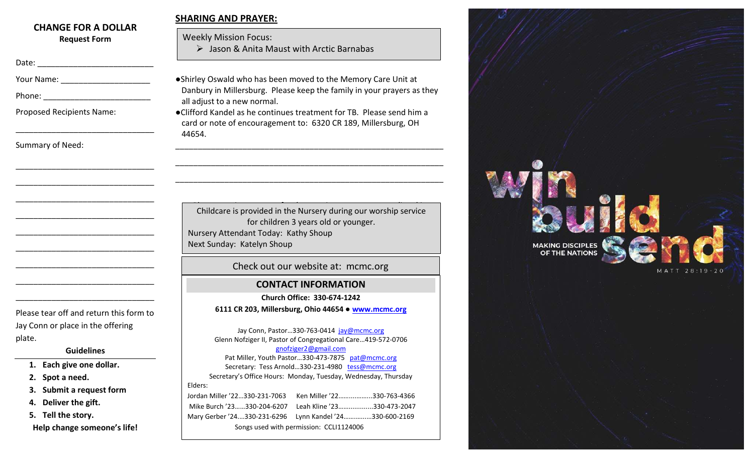## CHANGE FOR A DOLLAR

**Request Form**

Date: ___________________________

Your Name: _____________________

Phone: _________________________

Proposed Recipients Name:

________________________________

Summary of Need:

________________________________

________________________________

________________________________

________________________________

________________________________

________________________________

________________________________

________________________________

________________________________

Please tear off and return this form to Jay Conn or place in the offering plate.

**Guidelines**

1. **Each give one dollar.**
2. **Spot a need.**
3. **Submit a request form**
4. **Deliver the gift.**
5. **Tell the story.**

**Help change someone's life!**

## SHARING AND PRAYER:

Weekly Mission Focus:
- Jason & Anita Maust with Arctic Barnabas

- Shirley Oswald who has been moved to the Memory Care Unit at Danbury in Millersburg. Please keep the family in your prayers as they all adjust to a new normal.
- Clifford Kandel as he continues treatment for TB. Please send him a card or note of encouragement to: 6320 CR 189, Millersburg, OH 44654.

_____________________________________________________________

_____________________________________________________________

_____________________________________________________________

Childcare is provided in the Nursery during our worship service for children 3 years old or younger.
Nursery Attendant Today: Kathy Shoup
Next Sunday: Katelyn Shoup

Check out our website at: mcmc.org

### CONTACT INFORMATION

**Church Office: 330-674-1242**

**6111 CR 203, Millersburg, Ohio 44654 ● www.mcmc.org**

Jay Conn, Pastor…330-763-0414 jay@mcmc.org
Glenn Nofziger II, Pastor of Congregational Care…419-572-0706 gnofziger2@gmail.com
Pat Miller, Youth Pastor…330-473-7875 pat@mcmc.org
Secretary: Tess Arnold…330-231-4980 tess@mcmc.org
Secretary's Office Hours: Monday, Tuesday, Wednesday, Thursday

Elders:

| | |
|---|---|
| Jordan Miller '22…330-231-7063 | Ken Miller '22……………….330-763-4366 |
| Mike Burch '23……330-204-6207 | Leah Kline '23……………….330-473-2047 |
| Mary Gerber '24….330-231-6296 | Lynn Kandel '24……………330-600-2169 |

Songs used with permission: CCLI1124006

win build send

MAKING DISCIPLES OF THE NATIONS

MATT 28:19-20